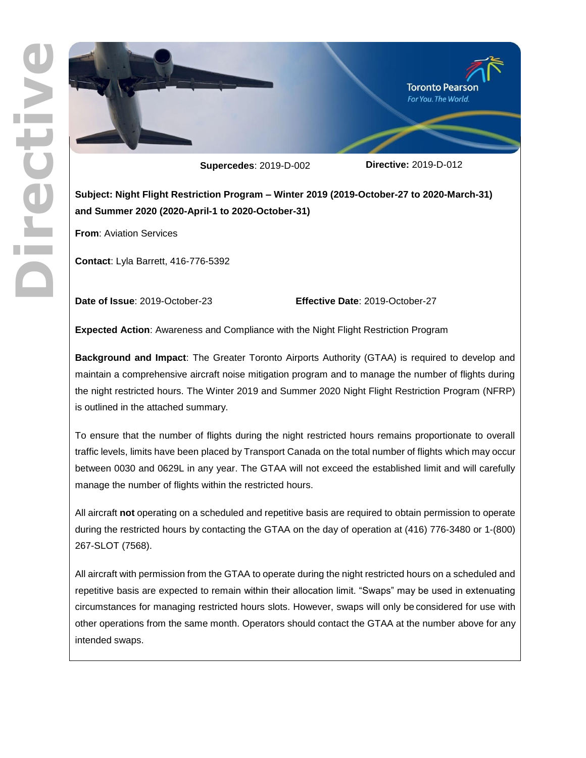# Directive

**Supercedes**: 2019-D-002 **Directive:** 2019-D-012

**Subject: Night Flight Restriction Program – Winter 2019 (2019-October-27 to 2020-March-31) and Summer 2020 (2020-April-1 to 2020-October-31)**

**From**: Aviation Services

**Contact**: Lyla Barrett, 416-776-5392

**Date of Issue**: 2019-October-23 **Effective Date**: 2019-October-27

**Expected Action**: Awareness and Compliance with the Night Flight Restriction Program

**Background and Impact**: The Greater Toronto Airports Authority (GTAA) is required to develop and maintain a comprehensive aircraft noise mitigation program and to manage the number of flights during the night restricted hours. The Winter 2019 and Summer 2020 Night Flight Restriction Program (NFRP) is outlined in the attached summary.

To ensure that the number of flights during the night restricted hours remains proportionate to overall traffic levels, limits have been placed by Transport Canada on the total number of flights which may occur between 0030 and 0629L in any year. The GTAA will not exceed the established limit and will carefully manage the number of flights within the restricted hours.

All aircraft **not** operating on a scheduled and repetitive basis are required to obtain permission to operate during the restricted hours by contacting the GTAA on the day of operation at (416) 776-3480 or 1-(800) 267-SLOT (7568).

All aircraft with permission from the GTAA to operate during the night restricted hours on a scheduled and repetitive basis are expected to remain within their allocation limit. "Swaps" may be used in extenuating circumstances for managing restricted hours slots. However, swaps will only be considered for use with other operations from the same month. Operators should contact the GTAA at the number above for any intended swaps.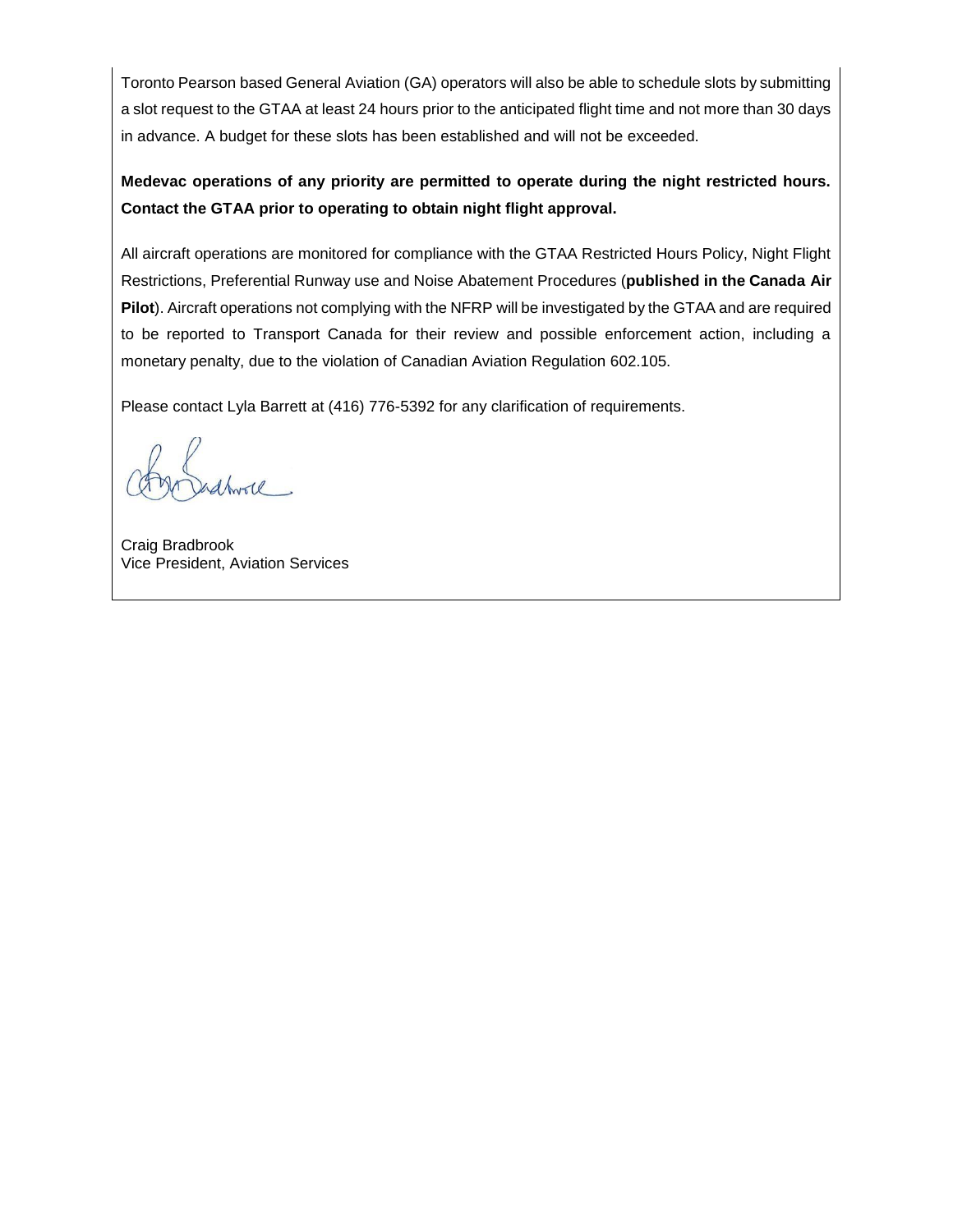Toronto Pearson based General Aviation (GA) operators will also be able to schedule slots by submitting a slot request to the GTAA at least 24 hours prior to the anticipated flight time and not more than 30 days in advance. A budget for these slots has been established and will not be exceeded.

**Medevac operations of any priority are permitted to operate during the night restricted hours. Contact the GTAA prior to operating to obtain night flight approval.**

All aircraft operations are monitored for compliance with the GTAA Restricted Hours Policy, Night Flight Restrictions, Preferential Runway use and Noise Abatement Procedures (**published in the Canada Air Pilot**). Aircraft operations not complying with the NFRP will be investigated by the GTAA and are required to be reported to Transport Canada for their review and possible enforcement action, including a monetary penalty, due to the violation of Canadian Aviation Regulation 602.105.

Please contact Lyla Barrett at (416) 776-5392 for any clarification of requirements.

Craig Bradbrook
Vice President, Aviation Services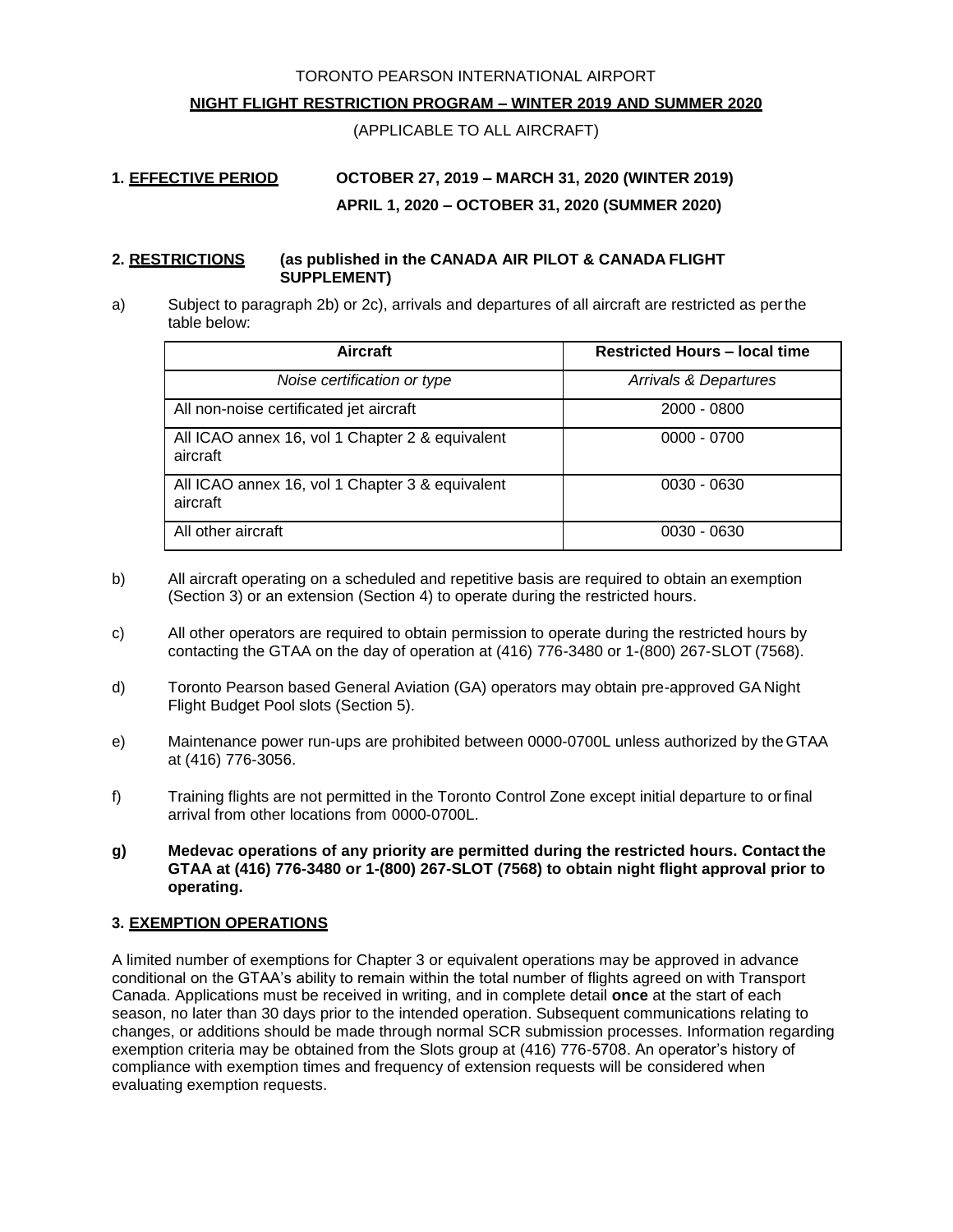TORONTO PEARSON INTERNATIONAL AIRPORT

**NIGHT FLIGHT RESTRICTION PROGRAM – WINTER 2019 AND SUMMER 2020**

(APPLICABLE TO ALL AIRCRAFT)

## 1. EFFECTIVE PERIOD

**OCTOBER 27, 2019 – MARCH 31, 2020 (WINTER 2019)**

**APRIL 1, 2020 – OCTOBER 31, 2020 (SUMMER 2020)**

## 2. RESTRICTIONS (as published in the CANADA AIR PILOT & CANADA FLIGHT SUPPLEMENT)

a) Subject to paragraph 2b) or 2c), arrivals and departures of all aircraft are restricted as per the table below:

| Aircraft | Restricted Hours – local time |
|---|---|
| *Noise certification or type* | *Arrivals & Departures* |
| All non-noise certificated jet aircraft | 2000 - 0800 |
| All ICAO annex 16, vol 1 Chapter 2 & equivalent aircraft | 0000 - 0700 |
| All ICAO annex 16, vol 1 Chapter 3 & equivalent aircraft | 0030 - 0630 |
| All other aircraft | 0030 - 0630 |

b) All aircraft operating on a scheduled and repetitive basis are required to obtain an exemption (Section 3) or an extension (Section 4) to operate during the restricted hours.

c) All other operators are required to obtain permission to operate during the restricted hours by contacting the GTAA on the day of operation at (416) 776-3480 or 1-(800) 267-SLOT (7568).

d) Toronto Pearson based General Aviation (GA) operators may obtain pre-approved GA Night Flight Budget Pool slots (Section 5).

e) Maintenance power run-ups are prohibited between 0000-0700L unless authorized by the GTAA at (416) 776-3056.

f) Training flights are not permitted in the Toronto Control Zone except initial departure to or final arrival from other locations from 0000-0700L.

**g) Medevac operations of any priority are permitted during the restricted hours. Contact the GTAA at (416) 776-3480 or 1-(800) 267-SLOT (7568) to obtain night flight approval prior to operating.**

## 3. EXEMPTION OPERATIONS

A limited number of exemptions for Chapter 3 or equivalent operations may be approved in advance conditional on the GTAA's ability to remain within the total number of flights agreed on with Transport Canada. Applications must be received in writing, and in complete detail **once** at the start of each season, no later than 30 days prior to the intended operation. Subsequent communications relating to changes, or additions should be made through normal SCR submission processes. Information regarding exemption criteria may be obtained from the Slots group at (416) 776-5708. An operator's history of compliance with exemption times and frequency of extension requests will be considered when evaluating exemption requests.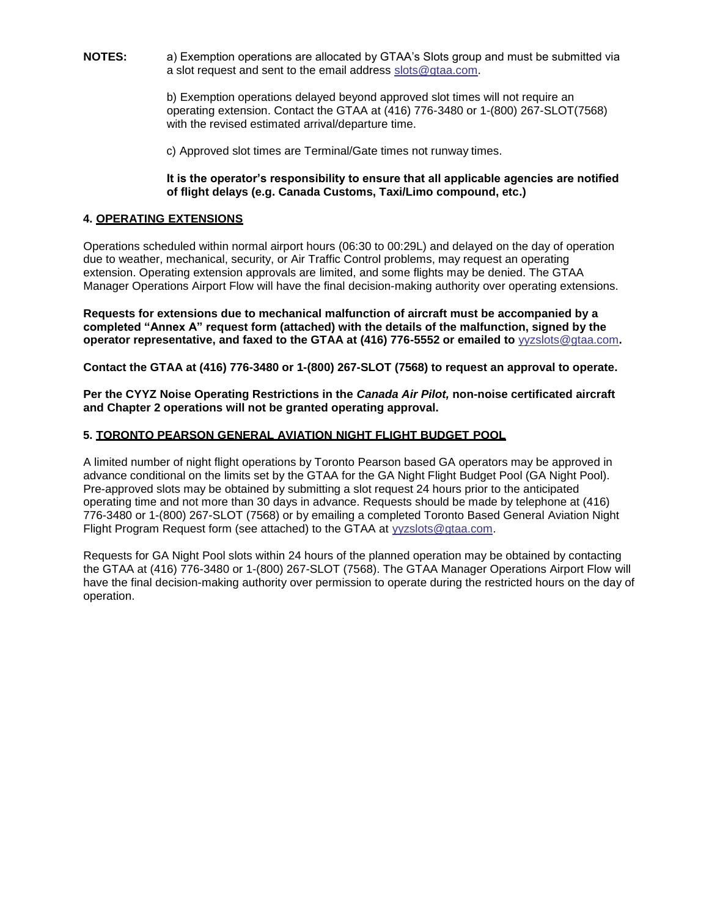**NOTES:** a) Exemption operations are allocated by GTAA's Slots group and must be submitted via a slot request and sent to the email address slots@gtaa.com.

b) Exemption operations delayed beyond approved slot times will not require an operating extension. Contact the GTAA at (416) 776-3480 or 1-(800) 267-SLOT(7568) with the revised estimated arrival/departure time.

c) Approved slot times are Terminal/Gate times not runway times.

**It is the operator's responsibility to ensure that all applicable agencies are notified of flight delays (e.g. Canada Customs, Taxi/Limo compound, etc.)**

## 4. OPERATING EXTENSIONS

Operations scheduled within normal airport hours (06:30 to 00:29L) and delayed on the day of operation due to weather, mechanical, security, or Air Traffic Control problems, may request an operating extension. Operating extension approvals are limited, and some flights may be denied. The GTAA Manager Operations Airport Flow will have the final decision-making authority over operating extensions.

**Requests for extensions due to mechanical malfunction of aircraft must be accompanied by a completed "Annex A" request form (attached) with the details of the malfunction, signed by the operator representative, and faxed to the GTAA at (416) 776-5552 or emailed to yyzslots@gtaa.com.**

**Contact the GTAA at (416) 776-3480 or 1-(800) 267-SLOT (7568) to request an approval to operate.**

**Per the CYYZ Noise Operating Restrictions in the *Canada Air Pilot,* non-noise certificated aircraft and Chapter 2 operations will not be granted operating approval.**

## 5. TORONTO PEARSON GENERAL AVIATION NIGHT FLIGHT BUDGET POOL

A limited number of night flight operations by Toronto Pearson based GA operators may be approved in advance conditional on the limits set by the GTAA for the GA Night Flight Budget Pool (GA Night Pool). Pre-approved slots may be obtained by submitting a slot request 24 hours prior to the anticipated operating time and not more than 30 days in advance. Requests should be made by telephone at (416) 776-3480 or 1-(800) 267-SLOT (7568) or by emailing a completed Toronto Based General Aviation Night Flight Program Request form (see attached) to the GTAA at yyzslots@gtaa.com.

Requests for GA Night Pool slots within 24 hours of the planned operation may be obtained by contacting the GTAA at (416) 776-3480 or 1-(800) 267-SLOT (7568). The GTAA Manager Operations Airport Flow will have the final decision-making authority over permission to operate during the restricted hours on the day of operation.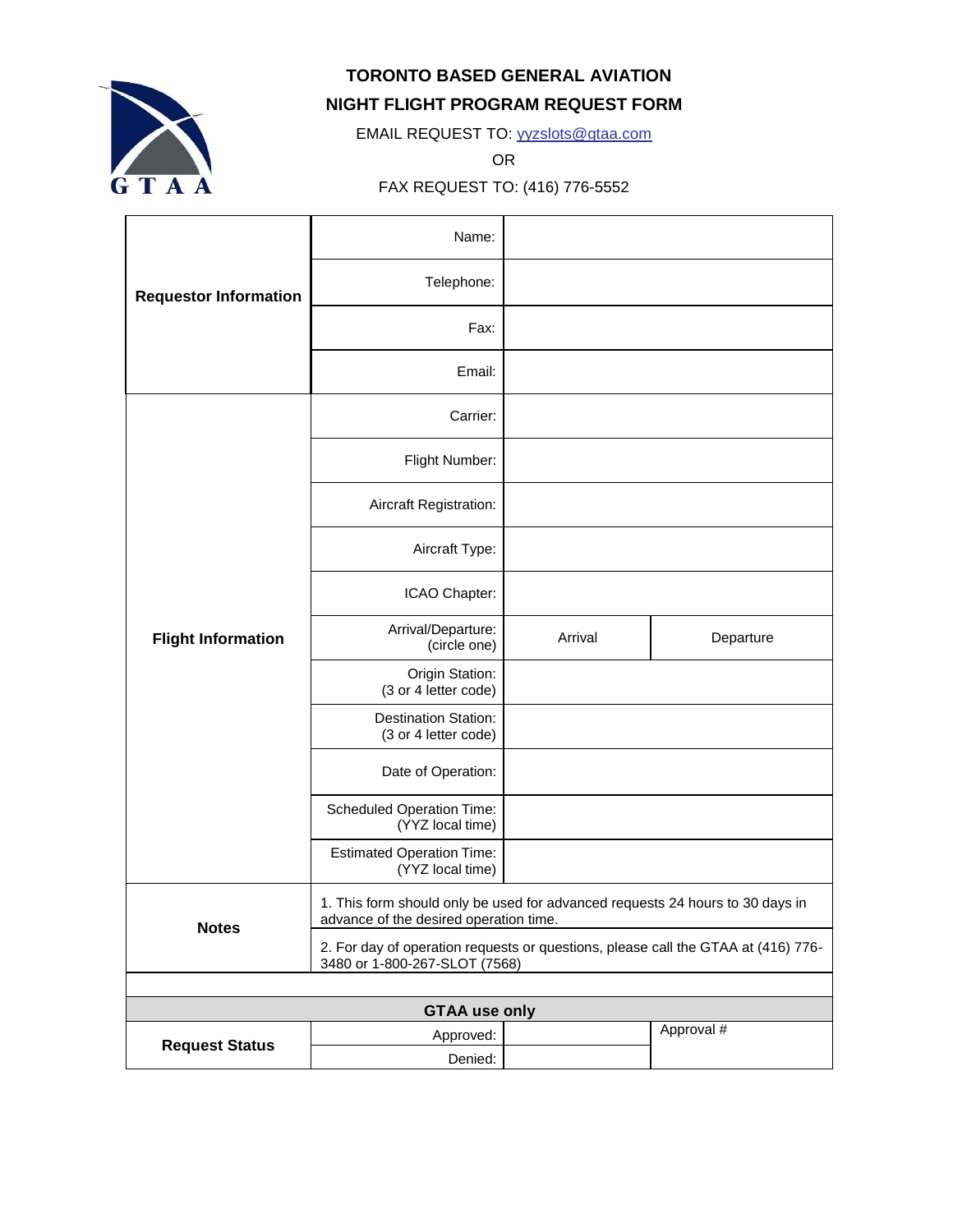# TORONTO BASED GENERAL AVIATION

# NIGHT FLIGHT PROGRAM REQUEST FORM

EMAIL REQUEST TO: yyzslots@gtaa.com

OR

FAX REQUEST TO: (416) 776-5552

| | | | |
|---|---|---|---|
| **Requestor Information** | Name: | | |
| | Telephone: | | |
| | Fax: | | |
| | Email: | | |
| **Flight Information** | Carrier: | | |
| | Flight Number: | | |
| | Aircraft Registration: | | |
| | Aircraft Type: | | |
| | ICAO Chapter: | | |
| | Arrival/Departure: (circle one) | Arrival | Departure |
| | Origin Station: (3 or 4 letter code) | | |
| | Destination Station: (3 or 4 letter code) | | |
| | Date of Operation: | | |
| | Scheduled Operation Time: (YYZ local time) | | |
| | Estimated Operation Time: (YYZ local time) | | |
| **Notes** | 1. This form should only be used for advanced requests 24 hours to 30 days in advance of the desired operation time. | | |
| | 2. For day of operation requests or questions, please call the GTAA at (416) 776-3480 or 1-800-267-SLOT (7568) | | |

| **GTAA use only** | | | |
|---|---|---|---|
| **Request Status** | Approved: | | Approval # |
| | Denied: | | |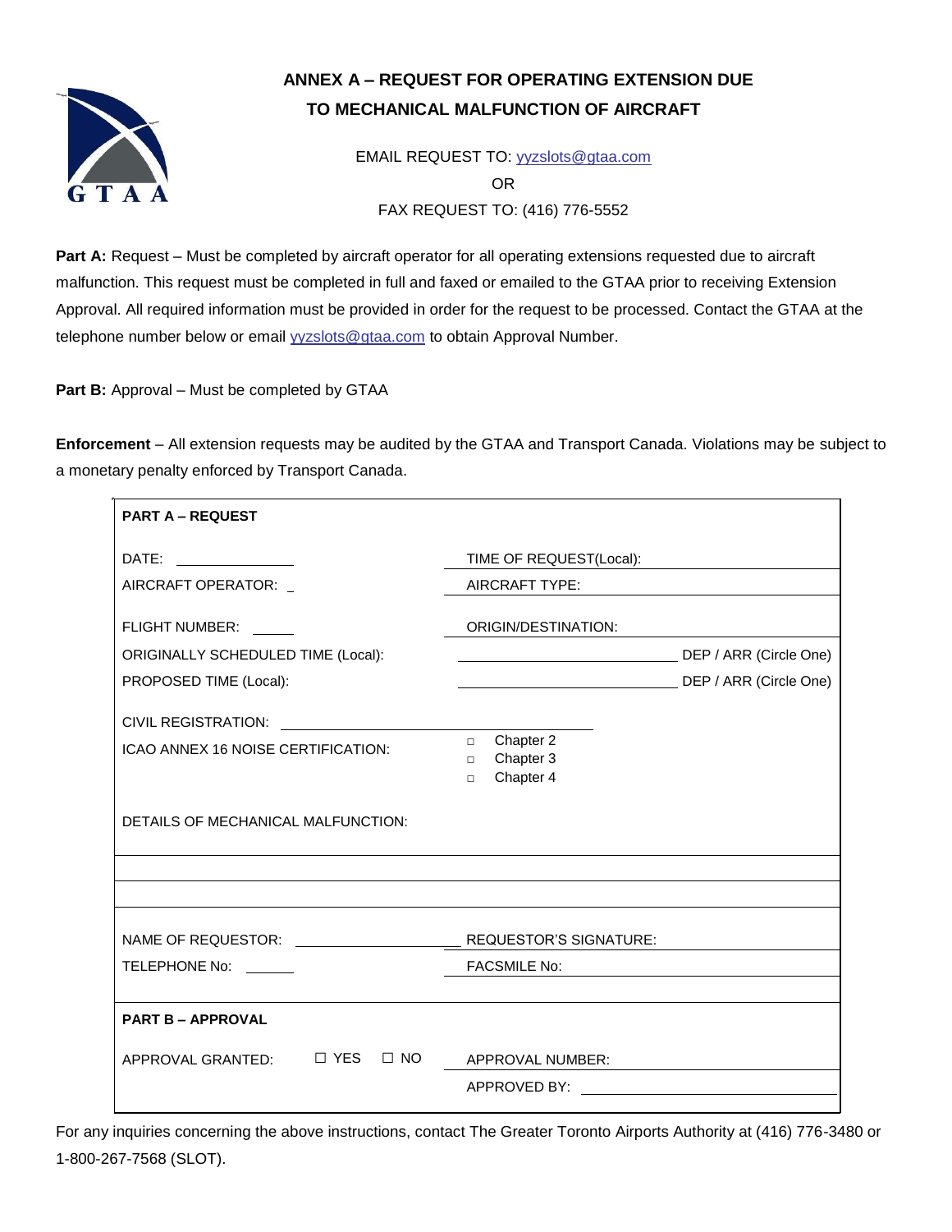# ANNEX A – REQUEST FOR OPERATING EXTENSION DUE TO MECHANICAL MALFUNCTION OF AIRCRAFT

EMAIL REQUEST TO: yyzslots@gtaa.com

OR

FAX REQUEST TO: (416) 776-5552

**Part A:** Request – Must be completed by aircraft operator for all operating extensions requested due to aircraft malfunction. This request must be completed in full and faxed or emailed to the GTAA prior to receiving Extension Approval. All required information must be provided in order for the request to be processed. Contact the GTAA at the telephone number below or email yyzslots@gtaa.com to obtain Approval Number.

**Part B:** Approval – Must be completed by GTAA

**Enforcement** – All extension requests may be audited by the GTAA and Transport Canada. Violations may be subject to a monetary penalty enforced by Transport Canada.

**PART A – REQUEST**

| | |
|---|---|
| DATE: ______ | TIME OF REQUEST(Local): ______ |
| AIRCRAFT OPERATOR: ______ | AIRCRAFT TYPE: ______ |
| FLIGHT NUMBER: ______ | ORIGIN/DESTINATION: ______ |
| ORIGINALLY SCHEDULED TIME (Local): | ______ DEP / ARR (Circle One) |
| PROPOSED TIME (Local): | ______ DEP / ARR (Circle One) |
| CIVIL REGISTRATION: ______ | |
| ICAO ANNEX 16 NOISE CERTIFICATION: | ☐ Chapter 2<br>☐ Chapter 3<br>☐ Chapter 4 |

DETAILS OF MECHANICAL MALFUNCTION:

______

______

| | |
|---|---|
| NAME OF REQUESTOR: ______ | REQUESTOR'S SIGNATURE: ______ |
| TELEPHONE No: ______ | FACSMILE No: ______ |

**PART B – APPROVAL**

| | |
|---|---|
| APPROVAL GRANTED: ☐ YES ☐ NO | APPROVAL NUMBER: ______ |
| | APPROVED BY: ______ |

For any inquiries concerning the above instructions, contact The Greater Toronto Airports Authority at (416) 776-3480 or 1-800-267-7568 (SLOT).